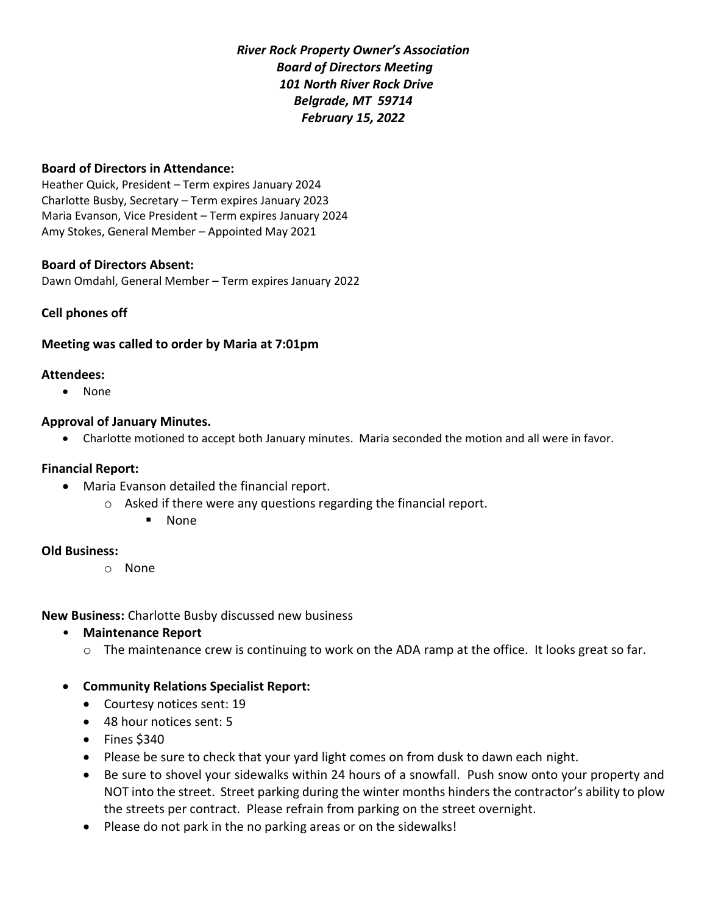***River Rock Property Owner's Association***
***Board of Directors Meeting***
***101 North River Rock Drive***
***Belgrade, MT 59714***
***February 15, 2022***

**Board of Directors in Attendance:**
Heather Quick, President – Term expires January 2024
Charlotte Busby, Secretary – Term expires January 2023
Maria Evanson, Vice President – Term expires January 2024
Amy Stokes, General Member – Appointed May 2021

**Board of Directors Absent:**
Dawn Omdahl, General Member – Term expires January 2022

**Cell phones off**

**Meeting was called to order by Maria at 7:01pm**

**Attendees:**

- None

**Approval of January Minutes.**

- Charlotte motioned to accept both January minutes. Maria seconded the motion and all were in favor.

**Financial Report:**

- Maria Evanson detailed the financial report.
  - Asked if there were any questions regarding the financial report.
    - None

**Old Business:**

- None

**New Business:** Charlotte Busby discussed new business

- **Maintenance Report**
  - The maintenance crew is continuing to work on the ADA ramp at the office. It looks great so far.
- **Community Relations Specialist Report:**
  - Courtesy notices sent: 19
  - 48 hour notices sent: 5
  - Fines $340
  - Please be sure to check that your yard light comes on from dusk to dawn each night.
  - Be sure to shovel your sidewalks within 24 hours of a snowfall. Push snow onto your property and NOT into the street. Street parking during the winter months hinders the contractor's ability to plow the streets per contract. Please refrain from parking on the street overnight.
  - Please do not park in the no parking areas or on the sidewalks!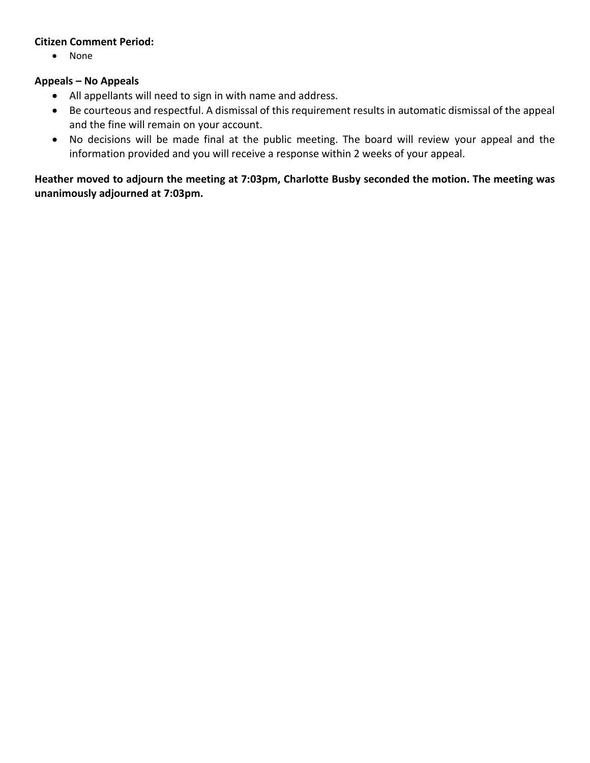**Citizen Comment Period:**

- None

**Appeals – No Appeals**

- All appellants will need to sign in with name and address.
- Be courteous and respectful. A dismissal of this requirement results in automatic dismissal of the appeal and the fine will remain on your account.
- No decisions will be made final at the public meeting. The board will review your appeal and the information provided and you will receive a response within 2 weeks of your appeal.

**Heather moved to adjourn the meeting at 7:03pm, Charlotte Busby seconded the motion. The meeting was unanimously adjourned at 7:03pm.**